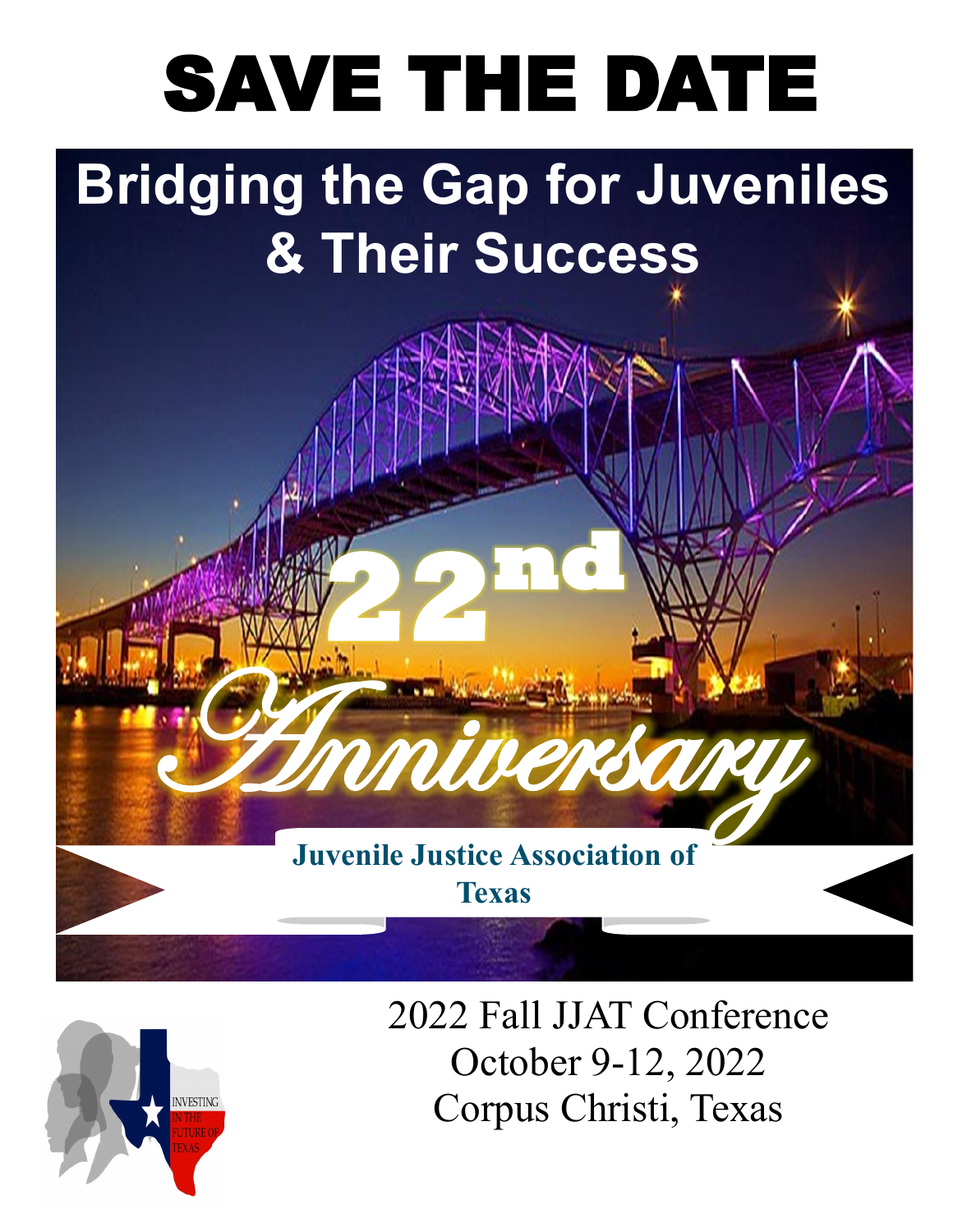# SAVE THE DATE

## Bridging the Gap for Juveniles & Their Success

22nd Anniversary

Juvenile Justice Association of Texas

INVESTING IN THE FUTURE OF TEXAS

2022 Fall JJAT Conference
October 9-12, 2022
Corpus Christi, Texas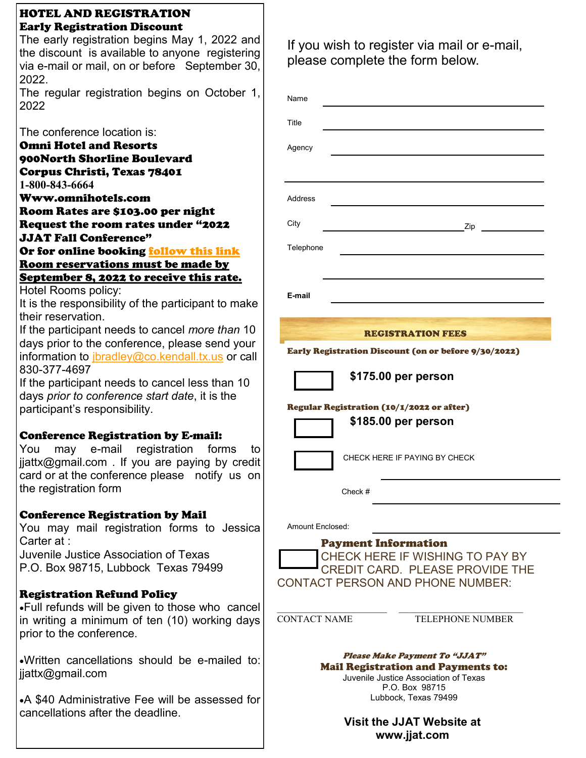## HOTEL AND REGISTRATION

### Early Registration Discount

The early registration begins May 1, 2022 and the discount is available to anyone registering via e-mail or mail, on or before September 30, 2022.

The regular registration begins on October 1, 2022

The conference location is:

**Omni Hotel and Resorts**
**900North Shorline Boulevard**
**Corpus Christi, Texas 78401**
**1-800-843-6664**
**Www.omnihotels.com**
**Room Rates are $103.00 per night**
**Request the room rates under "2022 JJAT Fall Conference"**
**Or for online booking follow this link**
**Room reservations must be made by September 8, 2022 to receive this rate.**

Hotel Rooms policy:

It is the responsibility of the participant to make their reservation.

If the participant needs to cancel *more than* 10 days prior to the conference, please send your information to jbradley@co.kendall.tx.us or call 830-377-4697

If the participant needs to cancel less than 10 days *prior to conference start date*, it is the participant's responsibility.

### Conference Registration by E-mail:

You may e-mail registration forms to jjattx@gmail.com . If you are paying by credit card or at the conference please notify us on the registration form

### Conference Registration by Mail

You may mail registration forms to Jessica Carter at :
Juvenile Justice Association of Texas
P.O. Box 98715, Lubbock Texas 79499

### Registration Refund Policy

- Full refunds will be given to those who cancel in writing a minimum of ten (10) working days prior to the conference.
- Written cancellations should be e-mailed to: jjattx@gmail.com
- A $40 Administrative Fee will be assessed for cancellations after the deadline.

If you wish to register via mail or e-mail, please complete the form below.

Name ______________________

Title ______________________

Agency ______________________

______________________

Address ______________________

City ______________________ Zip __________

Telephone ______________________

______________________

**E-mail** ______________________

### REGISTRATION FEES

**Early Registration Discount (on or before 9/30/2022)**

☐ **$175.00 per person**

**Regular Registration (10/1/2022 or after)**

☐ **$185.00 per person**

☐ CHECK HERE IF PAYING BY CHECK

______________________

Check # ______________________

Amount Enclosed: ______________________

**Payment Information**

☐ CHECK HERE IF WISHING TO PAY BY CREDIT CARD. PLEASE PROVIDE THE CONTACT PERSON AND PHONE NUMBER:

______________________ ______________________
CONTACT NAME TELEPHONE NUMBER

***Please Make Payment To "JJAT"***

**Mail Registration and Payments to:**
Juvenile Justice Association of Texas
P.O. Box 98715
Lubbock, Texas 79499

**Visit the JJAT Website at www.jjat.com**